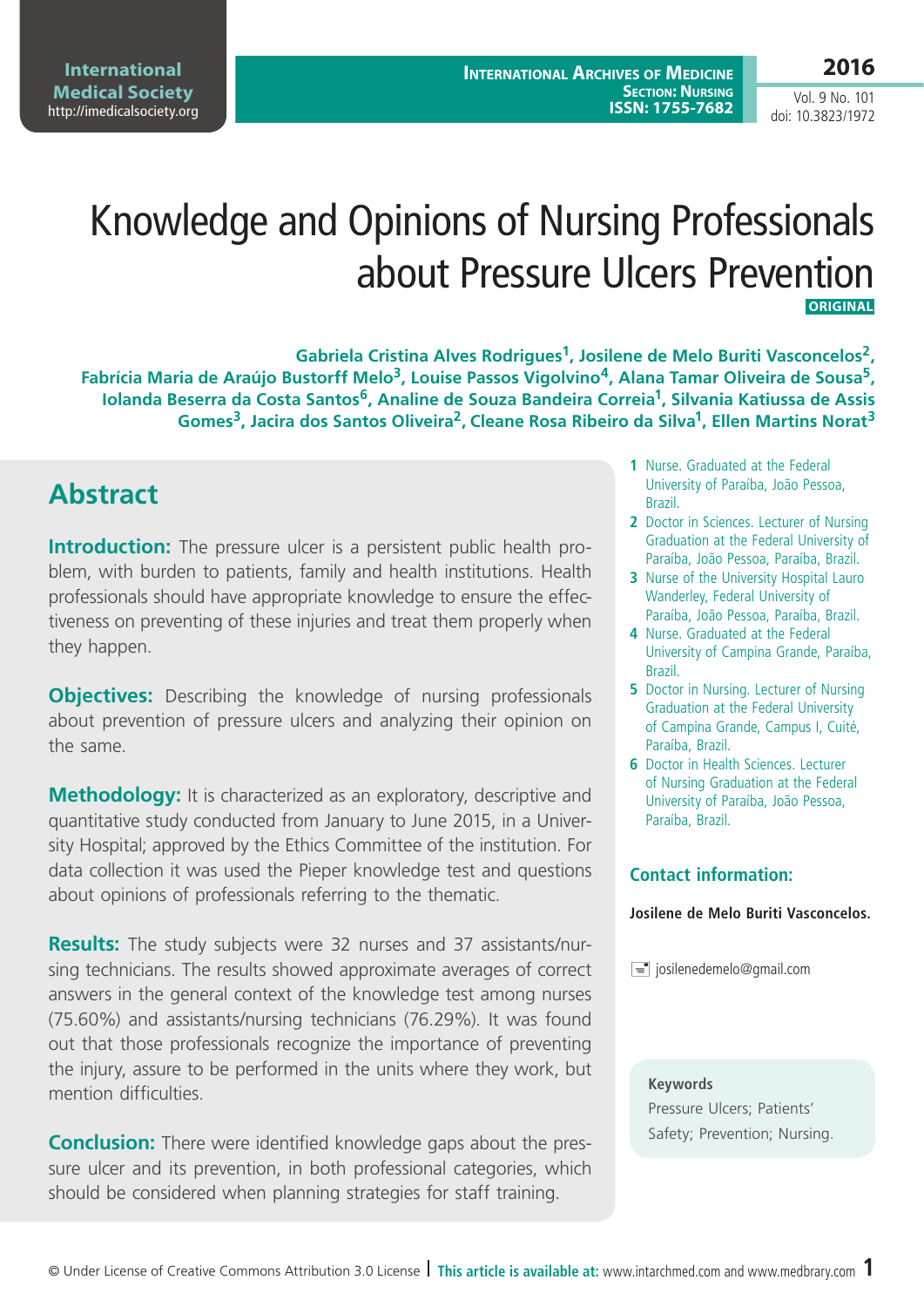# Knowledge and Opinions of Nursing Professionals about Pressure Ulcers Prevention

**ORIGINAL**

**Gabriela Cristina Alves Rodrigues[1], Josilene de Melo Buriti Vasconcelos[2], Fabrícia Maria de Araújo Bustorff Melo[3], Louise Passos Vigolvino[4], Alana Tamar Oliveira de Sousa[5], Iolanda Beserra da Costa Santos[6], Analine de Souza Bandeira Correia[1], Silvania Katiussa de Assis Gomes[3], Jacira dos Santos Oliveira[2], Cleane Rosa Ribeiro da Silva[1], Ellen Martins Norat[3]**

1 Nurse. Graduated at the Federal University of Paraíba, João Pessoa, Brazil.

2 Doctor in Sciences. Lecturer of Nursing Graduation at the Federal University of Paraíba, João Pessoa, Paraíba, Brazil.

3 Nurse of the University Hospital Lauro Wanderley, Federal University of Paraíba, João Pessoa, Paraíba, Brazil.

4 Nurse. Graduated at the Federal University of Campina Grande, Paraíba, Brazil.

5 Doctor in Nursing. Lecturer of Nursing Graduation at the Federal University of Campina Grande, Campus I, Cuité, Paraíba, Brazil.

6 Doctor in Health Sciences. Lecturer of Nursing Graduation at the Federal University of Paraíba, João Pessoa, Paraíba, Brazil.

**Contact information:**

**Josilene de Melo Buriti Vasconcelos.**

josilenedemelo@gmail.com

## Abstract

**Introduction:** The pressure ulcer is a persistent public health problem, with burden to patients, family and health institutions. Health professionals should have appropriate knowledge to ensure the effectiveness on preventing of these injuries and treat them properly when they happen.

**Objectives:** Describing the knowledge of nursing professionals about prevention of pressure ulcers and analyzing their opinion on the same.

**Methodology:** It is characterized as an exploratory, descriptive and quantitative study conducted from January to June 2015, in a University Hospital; approved by the Ethics Committee of the institution. For data collection it was used the Pieper knowledge test and questions about opinions of professionals referring to the thematic.

**Results:** The study subjects were 32 nurses and 37 assistants/nursing technicians. The results showed approximate averages of correct answers in the general context of the knowledge test among nurses (75.60%) and assistants/nursing technicians (76.29%). It was found out that those professionals recognize the importance of preventing the injury, assure to be performed in the units where they work, but mention difficulties.

**Conclusion:** There were identified knowledge gaps about the pressure ulcer and its prevention, in both professional categories, which should be considered when planning strategies for staff training.

**Keywords**

Pressure Ulcers; Patients' Safety; Prevention; Nursing.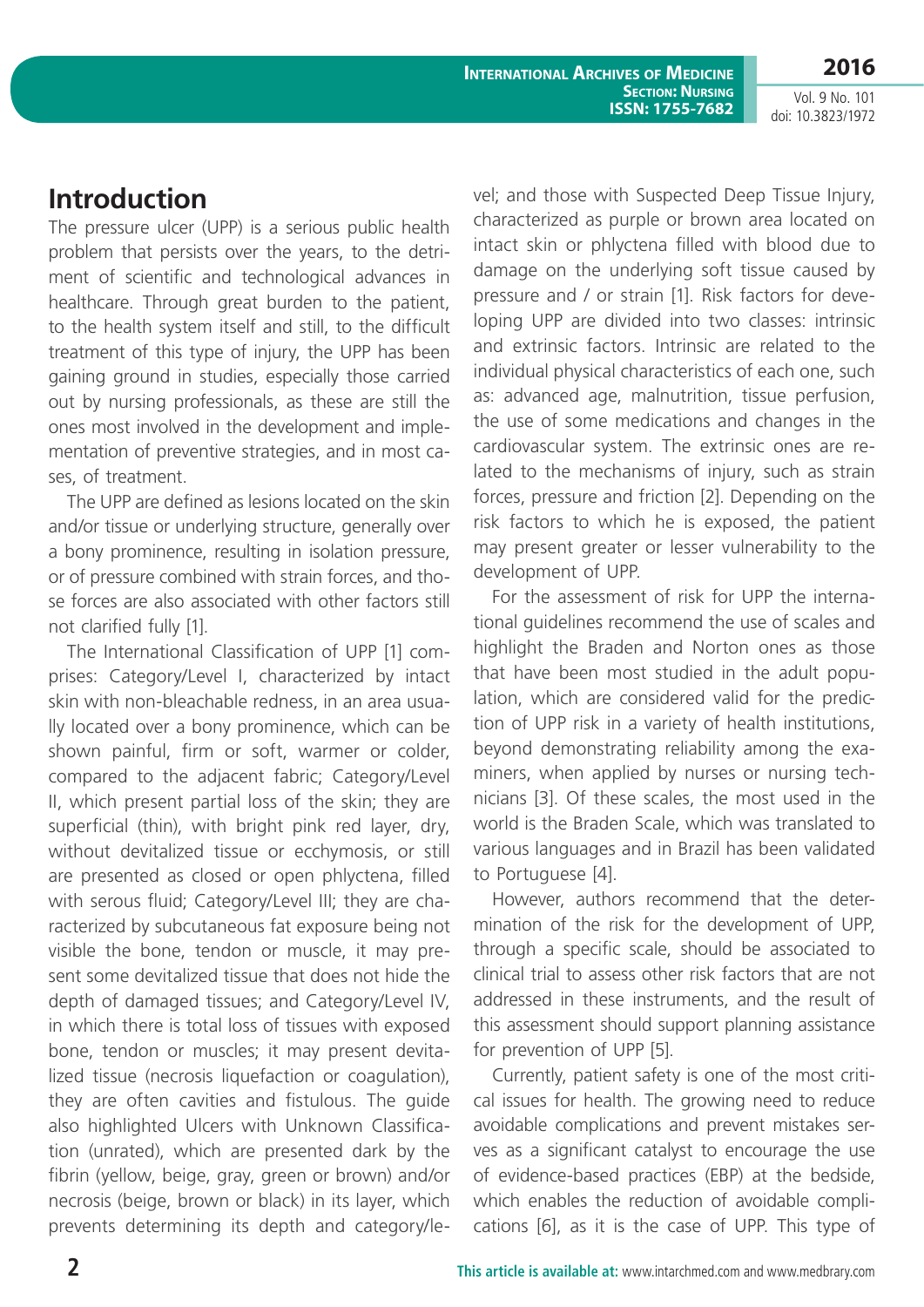## Introduction

The pressure ulcer (UPP) is a serious public health problem that persists over the years, to the detriment of scientific and technological advances in healthcare. Through great burden to the patient, to the health system itself and still, to the difficult treatment of this type of injury, the UPP has been gaining ground in studies, especially those carried out by nursing professionals, as these are still the ones most involved in the development and implementation of preventive strategies, and in most cases, of treatment.

The UPP are defined as lesions located on the skin and/or tissue or underlying structure, generally over a bony prominence, resulting in isolation pressure, or of pressure combined with strain forces, and those forces are also associated with other factors still not clarified fully [1].

The International Classification of UPP [1] comprises: Category/Level I, characterized by intact skin with non-bleachable redness, in an area usually located over a bony prominence, which can be shown painful, firm or soft, warmer or colder, compared to the adjacent fabric; Category/Level II, which present partial loss of the skin; they are superficial (thin), with bright pink red layer, dry, without devitalized tissue or ecchymosis, or still are presented as closed or open phlyctena, filled with serous fluid; Category/Level III; they are characterized by subcutaneous fat exposure being not visible the bone, tendon or muscle, it may present some devitalized tissue that does not hide the depth of damaged tissues; and Category/Level IV, in which there is total loss of tissues with exposed bone, tendon or muscles; it may present devitalized tissue (necrosis liquefaction or coagulation), they are often cavities and fistulous. The guide also highlighted Ulcers with Unknown Classification (unrated), which are presented dark by the fibrin (yellow, beige, gray, green or brown) and/or necrosis (beige, brown or black) in its layer, which prevents determining its depth and category/level; and those with Suspected Deep Tissue Injury, characterized as purple or brown area located on intact skin or phlyctena filled with blood due to damage on the underlying soft tissue caused by pressure and / or strain [1]. Risk factors for developing UPP are divided into two classes: intrinsic and extrinsic factors. Intrinsic are related to the individual physical characteristics of each one, such as: advanced age, malnutrition, tissue perfusion, the use of some medications and changes in the cardiovascular system. The extrinsic ones are related to the mechanisms of injury, such as strain forces, pressure and friction [2]. Depending on the risk factors to which he is exposed, the patient may present greater or lesser vulnerability to the development of UPP.

For the assessment of risk for UPP the international guidelines recommend the use of scales and highlight the Braden and Norton ones as those that have been most studied in the adult population, which are considered valid for the prediction of UPP risk in a variety of health institutions, beyond demonstrating reliability among the examiners, when applied by nurses or nursing technicians [3]. Of these scales, the most used in the world is the Braden Scale, which was translated to various languages and in Brazil has been validated to Portuguese [4].

However, authors recommend that the determination of the risk for the development of UPP, through a specific scale, should be associated to clinical trial to assess other risk factors that are not addressed in these instruments, and the result of this assessment should support planning assistance for prevention of UPP [5].

Currently, patient safety is one of the most critical issues for health. The growing need to reduce avoidable complications and prevent mistakes serves as a significant catalyst to encourage the use of evidence-based practices (EBP) at the bedside, which enables the reduction of avoidable complications [6], as it is the case of UPP. This type of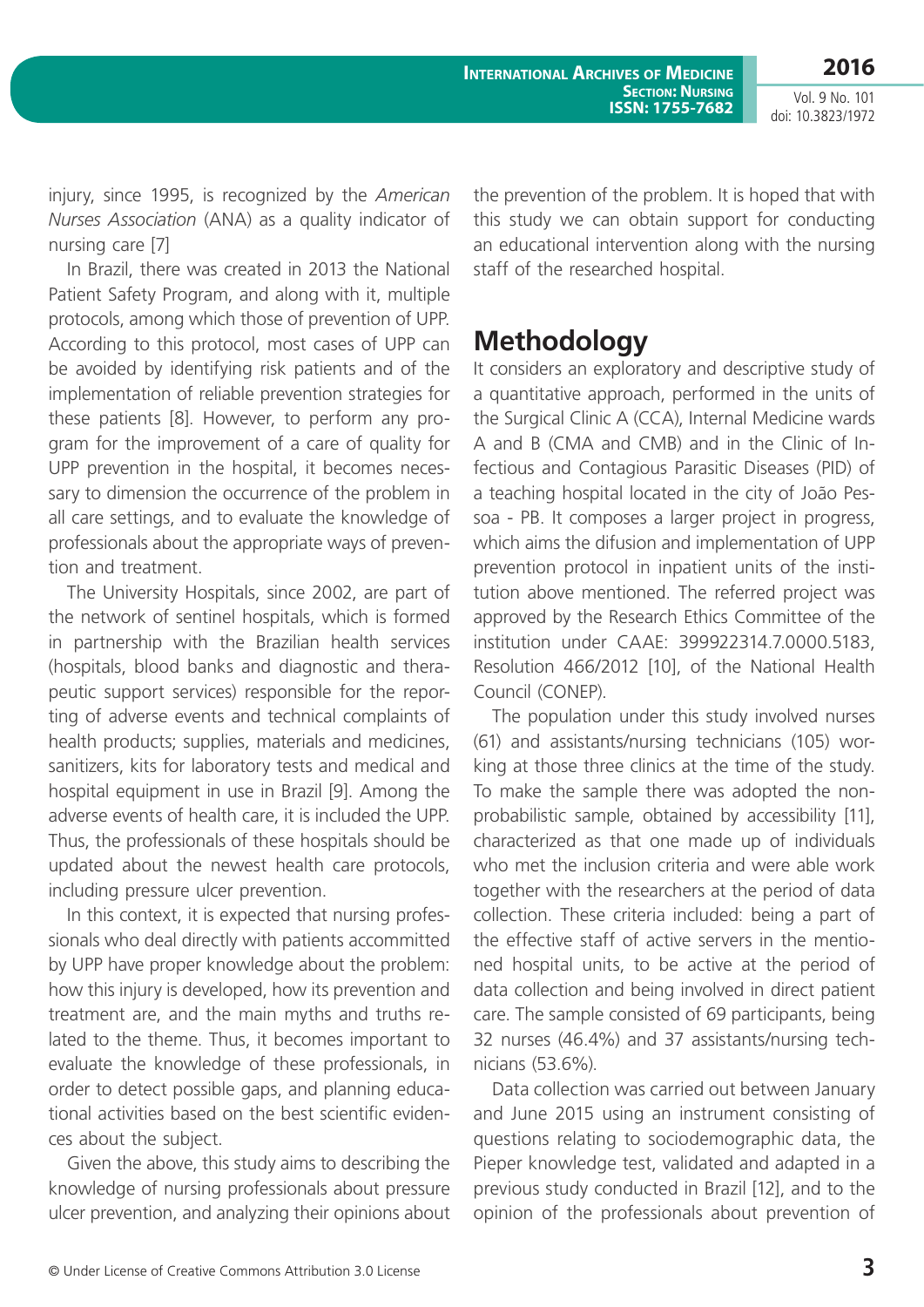injury, since 1995, is recognized by the *American Nurses Association* (ANA) as a quality indicator of nursing care [7]

In Brazil, there was created in 2013 the National Patient Safety Program, and along with it, multiple protocols, among which those of prevention of UPP. According to this protocol, most cases of UPP can be avoided by identifying risk patients and of the implementation of reliable prevention strategies for these patients [8]. However, to perform any program for the improvement of a care of quality for UPP prevention in the hospital, it becomes necessary to dimension the occurrence of the problem in all care settings, and to evaluate the knowledge of professionals about the appropriate ways of prevention and treatment.

The University Hospitals, since 2002, are part of the network of sentinel hospitals, which is formed in partnership with the Brazilian health services (hospitals, blood banks and diagnostic and therapeutic support services) responsible for the reporting of adverse events and technical complaints of health products; supplies, materials and medicines, sanitizers, kits for laboratory tests and medical and hospital equipment in use in Brazil [9]. Among the adverse events of health care, it is included the UPP. Thus, the professionals of these hospitals should be updated about the newest health care protocols, including pressure ulcer prevention.

In this context, it is expected that nursing professionals who deal directly with patients accommitted by UPP have proper knowledge about the problem: how this injury is developed, how its prevention and treatment are, and the main myths and truths related to the theme. Thus, it becomes important to evaluate the knowledge of these professionals, in order to detect possible gaps, and planning educational activities based on the best scientific evidences about the subject.

Given the above, this study aims to describing the knowledge of nursing professionals about pressure ulcer prevention, and analyzing their opinions about the prevention of the problem. It is hoped that with this study we can obtain support for conducting an educational intervention along with the nursing staff of the researched hospital.

## Methodology

It considers an exploratory and descriptive study of a quantitative approach, performed in the units of the Surgical Clinic A (CCA), Internal Medicine wards A and B (CMA and CMB) and in the Clinic of Infectious and Contagious Parasitic Diseases (PID) of a teaching hospital located in the city of João Pessoa - PB. It composes a larger project in progress, which aims the difusion and implementation of UPP prevention protocol in inpatient units of the institution above mentioned. The referred project was approved by the Research Ethics Committee of the institution under CAAE: 399922314.7.0000.5183, Resolution 466/2012 [10], of the National Health Council (CONEP).

The population under this study involved nurses (61) and assistants/nursing technicians (105) working at those three clinics at the time of the study. To make the sample there was adopted the non-probabilistic sample, obtained by accessibility [11], characterized as that one made up of individuals who met the inclusion criteria and were able work together with the researchers at the period of data collection. These criteria included: being a part of the effective staff of active servers in the mentioned hospital units, to be active at the period of data collection and being involved in direct patient care. The sample consisted of 69 participants, being 32 nurses (46.4%) and 37 assistants/nursing technicians (53.6%).

Data collection was carried out between January and June 2015 using an instrument consisting of questions relating to sociodemographic data, the Pieper knowledge test, validated and adapted in a previous study conducted in Brazil [12], and to the opinion of the professionals about prevention of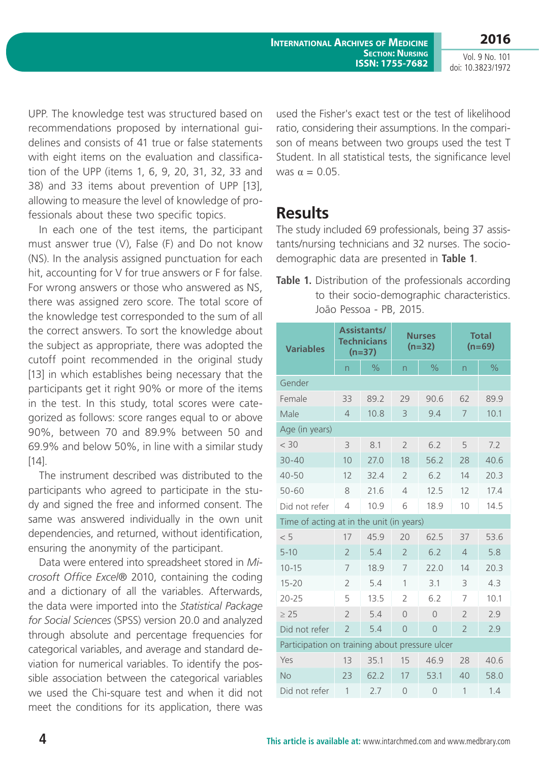UPP. The knowledge test was structured based on recommendations proposed by international guidelines and consists of 41 true or false statements with eight items on the evaluation and classification of the UPP (items 1, 6, 9, 20, 31, 32, 33 and 38) and 33 items about prevention of UPP [13], allowing to measure the level of knowledge of professionals about these two specific topics.

In each one of the test items, the participant must answer true (V), False (F) and Do not know (NS). In the analysis assigned punctuation for each hit, accounting for V for true answers or F for false. For wrong answers or those who answered as NS, there was assigned zero score. The total score of the knowledge test corresponded to the sum of all the correct answers. To sort the knowledge about the subject as appropriate, there was adopted the cutoff point recommended in the original study [13] in which establishes being necessary that the participants get it right 90% or more of the items in the test. In this study, total scores were categorized as follows: score ranges equal to or above 90%, between 70 and 89.9% between 50 and 69.9% and below 50%, in line with a similar study [14].

The instrument described was distributed to the participants who agreed to participate in the study and signed the free and informed consent. The same was answered individually in the own unit dependencies, and returned, without identification, ensuring the anonymity of the participant.

Data were entered into spreadsheet stored in *Microsoft Office Excel®* 2010, containing the coding and a dictionary of all the variables. Afterwards, the data were imported into the *Statistical Package for Social Sciences* (SPSS) version 20.0 and analyzed through absolute and percentage frequencies for categorical variables, and average and standard deviation for numerical variables. To identify the possible association between the categorical variables we used the Chi-square test and when it did not meet the conditions for its application, there was used the Fisher's exact test or the test of likelihood ratio, considering their assumptions. In the comparison of means between two groups used the test T Student. In all statistical tests, the significance level was $\alpha = 0.05$.

## Results

The study included 69 professionals, being 37 assistants/nursing technicians and 32 nurses. The socio-demographic data are presented in **Table 1**.

**Table 1.** Distribution of the professionals according to their socio-demographic characteristics. João Pessoa - PB, 2015.

| Variables | Assistants/ Technicians (n=37) | | Nurses (n=32) | | Total (n=69) | |
|---|---|---|---|---|---|---|
| | n | % | n | % | n | % |
| Gender | | | | | | |
| Female | 33 | 89.2 | 29 | 90.6 | 62 | 89.9 |
| Male | 4 | 10.8 | 3 | 9.4 | 7 | 10.1 |
| Age (in years) | | | | | | |
| < 30 | 3 | 8.1 | 2 | 6.2 | 5 | 7.2 |
| 30-40 | 10 | 27.0 | 18 | 56.2 | 28 | 40.6 |
| 40-50 | 12 | 32.4 | 2 | 6.2 | 14 | 20.3 |
| 50-60 | 8 | 21.6 | 4 | 12.5 | 12 | 17.4 |
| Did not refer | 4 | 10.9 | 6 | 18.9 | 10 | 14.5 |
| Time of acting at in the unit (in years) | | | | | | |
| < 5 | 17 | 45.9 | 20 | 62.5 | 37 | 53.6 |
| 5-10 | 2 | 5.4 | 2 | 6.2 | 4 | 5.8 |
| 10-15 | 7 | 18.9 | 7 | 22.0 | 14 | 20.3 |
| 15-20 | 2 | 5.4 | 1 | 3.1 | 3 | 4.3 |
| 20-25 | 5 | 13.5 | 2 | 6.2 | 7 | 10.1 |
| ≥ 25 | 2 | 5.4 | 0 | 0 | 2 | 2.9 |
| Did not refer | 2 | 5.4 | 0 | 0 | 2 | 2.9 |
| Participation on training about pressure ulcer | | | | | | |
| Yes | 13 | 35.1 | 15 | 46.9 | 28 | 40.6 |
| No | 23 | 62.2 | 17 | 53.1 | 40 | 58.0 |
| Did not refer | 1 | 2.7 | 0 | 0 | 1 | 1.4 |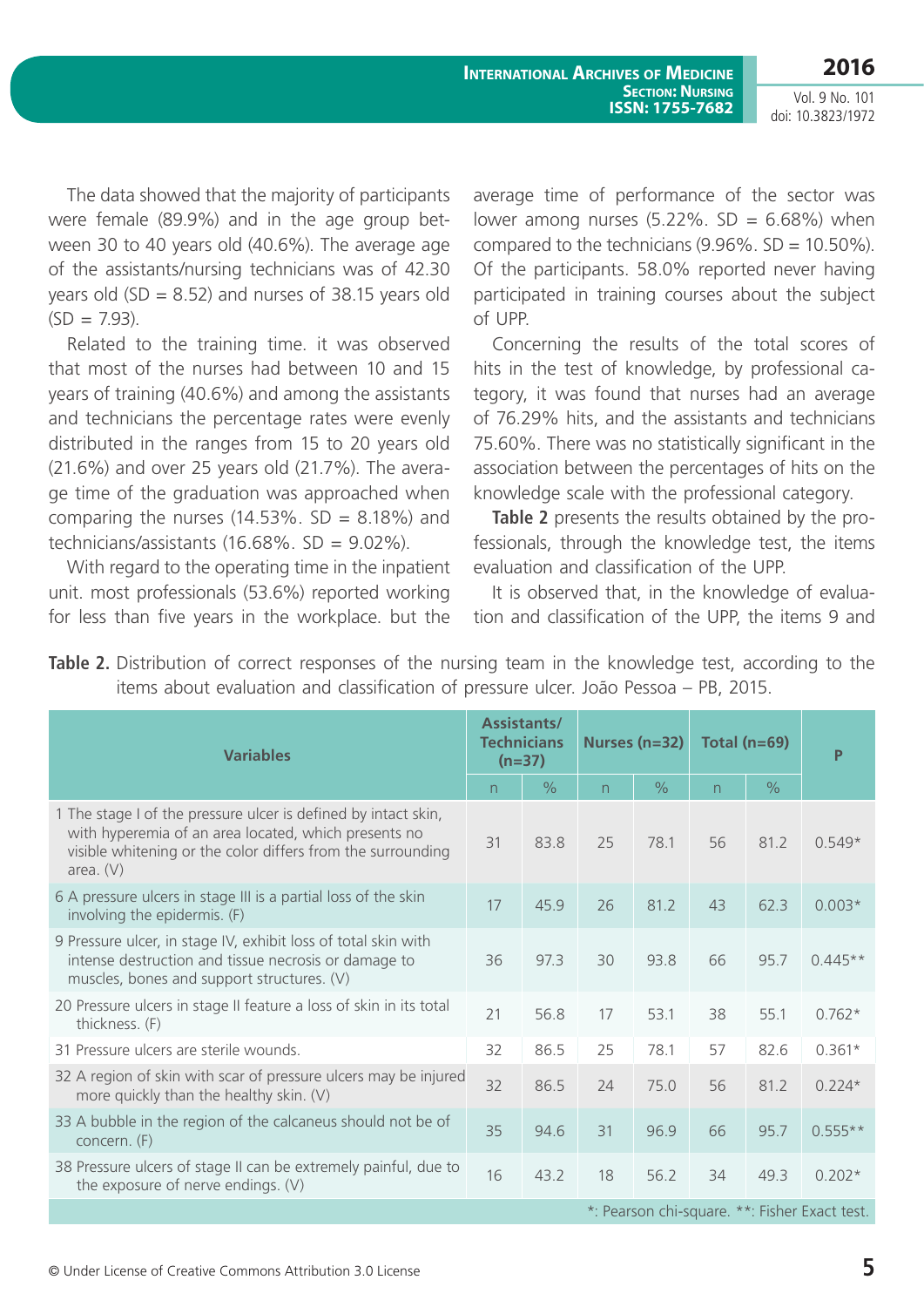The data showed that the majority of participants were female (89.9%) and in the age group between 30 to 40 years old (40.6%). The average age of the assistants/nursing technicians was of 42.30 years old (SD = 8.52) and nurses of 38.15 years old (SD = 7.93).

Related to the training time. it was observed that most of the nurses had between 10 and 15 years of training (40.6%) and among the assistants and technicians the percentage rates were evenly distributed in the ranges from 15 to 20 years old (21.6%) and over 25 years old (21.7%). The average time of the graduation was approached when comparing the nurses (14.53%. SD = 8.18%) and technicians/assistants (16.68%. SD = 9.02%).

With regard to the operating time in the inpatient unit. most professionals (53.6%) reported working for less than five years in the workplace. but the average time of performance of the sector was lower among nurses (5.22%. SD = 6.68%) when compared to the technicians (9.96%. SD = 10.50%). Of the participants. 58.0% reported never having participated in training courses about the subject of UPP.

Concerning the results of the total scores of hits in the test of knowledge, by professional category, it was found that nurses had an average of 76.29% hits, and the assistants and technicians 75.60%. There was no statistically significant in the association between the percentages of hits on the knowledge scale with the professional category.

**Table 2** presents the results obtained by the professionals, through the knowledge test, the items evaluation and classification of the UPP.

It is observed that, in the knowledge of evaluation and classification of the UPP, the items 9 and

**Table 2.** Distribution of correct responses of the nursing team in the knowledge test, according to the items about evaluation and classification of pressure ulcer. João Pessoa – PB, 2015.

| Variables | Assistants/ Technicians (n=37) | | Nurses (n=32) | | Total (n=69) | | P |
|---|---|---|---|---|---|---|---|
| | n | % | n | % | n | % | |
| 1 The stage I of the pressure ulcer is defined by intact skin, with hyperemia of an area located, which presents no visible whitening or the color differs from the surrounding area. (V) | 31 | 83.8 | 25 | 78.1 | 56 | 81.2 | 0.549* |
| 6 A pressure ulcers in stage III is a partial loss of the skin involving the epidermis. (F) | 17 | 45.9 | 26 | 81.2 | 43 | 62.3 | 0.003* |
| 9 Pressure ulcer, in stage IV, exhibit loss of total skin with intense destruction and tissue necrosis or damage to muscles, bones and support structures. (V) | 36 | 97.3 | 30 | 93.8 | 66 | 95.7 | 0.445** |
| 20 Pressure ulcers in stage II feature a loss of skin in its total thickness. (F) | 21 | 56.8 | 17 | 53.1 | 38 | 55.1 | 0.762* |
| 31 Pressure ulcers are sterile wounds. | 32 | 86.5 | 25 | 78.1 | 57 | 82.6 | 0.361* |
| 32 A region of skin with scar of pressure ulcers may be injured more quickly than the healthy skin. (V) | 32 | 86.5 | 24 | 75.0 | 56 | 81.2 | 0.224* |
| 33 A bubble in the region of the calcaneus should not be of concern. (F) | 35 | 94.6 | 31 | 96.9 | 66 | 95.7 | 0.555** |
| 38 Pressure ulcers of stage II can be extremely painful, due to the exposure of nerve endings. (V) | 16 | 43.2 | 18 | 56.2 | 34 | 49.3 | 0.202* |

*: Pearson chi-square. **: Fisher Exact test.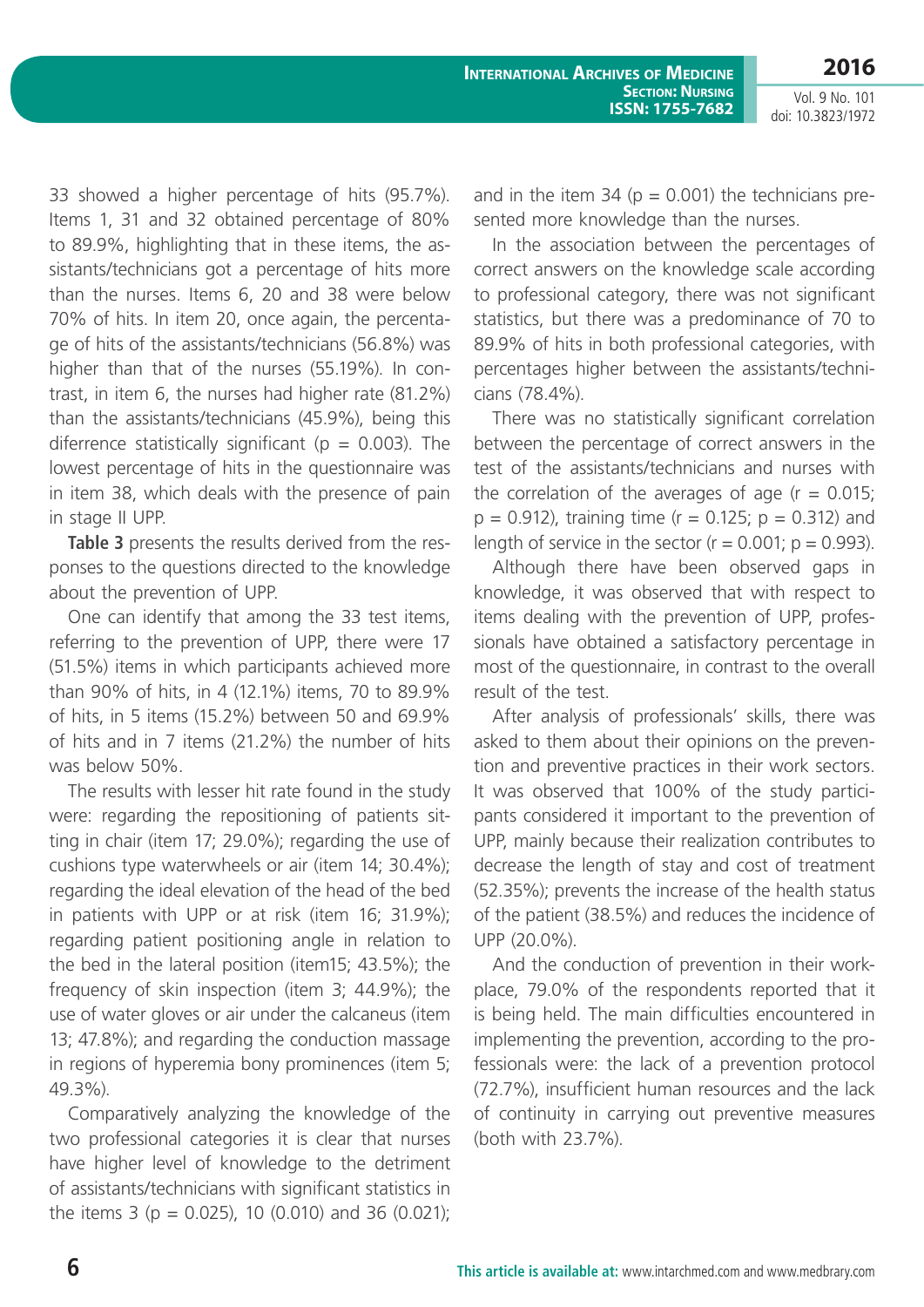33 showed a higher percentage of hits (95.7%). Items 1, 31 and 32 obtained percentage of 80% to 89.9%, highlighting that in these items, the assistants/technicians got a percentage of hits more than the nurses. Items 6, 20 and 38 were below 70% of hits. In item 20, once again, the percentage of hits of the assistants/technicians (56.8%) was higher than that of the nurses (55.19%). In contrast, in item 6, the nurses had higher rate (81.2%) than the assistants/technicians (45.9%), being this diferrence statistically significant (p = 0.003). The lowest percentage of hits in the questionnaire was in item 38, which deals with the presence of pain in stage II UPP.

**Table 3** presents the results derived from the responses to the questions directed to the knowledge about the prevention of UPP.

One can identify that among the 33 test items, referring to the prevention of UPP, there were 17 (51.5%) items in which participants achieved more than 90% of hits, in 4 (12.1%) items, 70 to 89.9% of hits, in 5 items (15.2%) between 50 and 69.9% of hits and in 7 items (21.2%) the number of hits was below 50%.

The results with lesser hit rate found in the study were: regarding the repositioning of patients sitting in chair (item 17; 29.0%); regarding the use of cushions type waterwheels or air (item 14; 30.4%); regarding the ideal elevation of the head of the bed in patients with UPP or at risk (item 16; 31.9%); regarding patient positioning angle in relation to the bed in the lateral position (item15; 43.5%); the frequency of skin inspection (item 3; 44.9%); the use of water gloves or air under the calcaneus (item 13; 47.8%); and regarding the conduction massage in regions of hyperemia bony prominences (item 5; 49.3%).

Comparatively analyzing the knowledge of the two professional categories it is clear that nurses have higher level of knowledge to the detriment of assistants/technicians with significant statistics in the items 3 (p = 0.025), 10 (0.010) and 36 (0.021); and in the item 34 (p = 0.001) the technicians presented more knowledge than the nurses.

In the association between the percentages of correct answers on the knowledge scale according to professional category, there was not significant statistics, but there was a predominance of 70 to 89.9% of hits in both professional categories, with percentages higher between the assistants/technicians (78.4%).

There was no statistically significant correlation between the percentage of correct answers in the test of the assistants/technicians and nurses with the correlation of the averages of age (r = 0.015; p = 0.912), training time (r = 0.125; p = 0.312) and length of service in the sector (r = 0.001; p = 0.993).

Although there have been observed gaps in knowledge, it was observed that with respect to items dealing with the prevention of UPP, professionals have obtained a satisfactory percentage in most of the questionnaire, in contrast to the overall result of the test.

After analysis of professionals' skills, there was asked to them about their opinions on the prevention and preventive practices in their work sectors. It was observed that 100% of the study participants considered it important to the prevention of UPP, mainly because their realization contributes to decrease the length of stay and cost of treatment (52.35%); prevents the increase of the health status of the patient (38.5%) and reduces the incidence of UPP (20.0%).

And the conduction of prevention in their workplace, 79.0% of the respondents reported that it is being held. The main difficulties encountered in implementing the prevention, according to the professionals were: the lack of a prevention protocol (72.7%), insufficient human resources and the lack of continuity in carrying out preventive measures (both with 23.7%).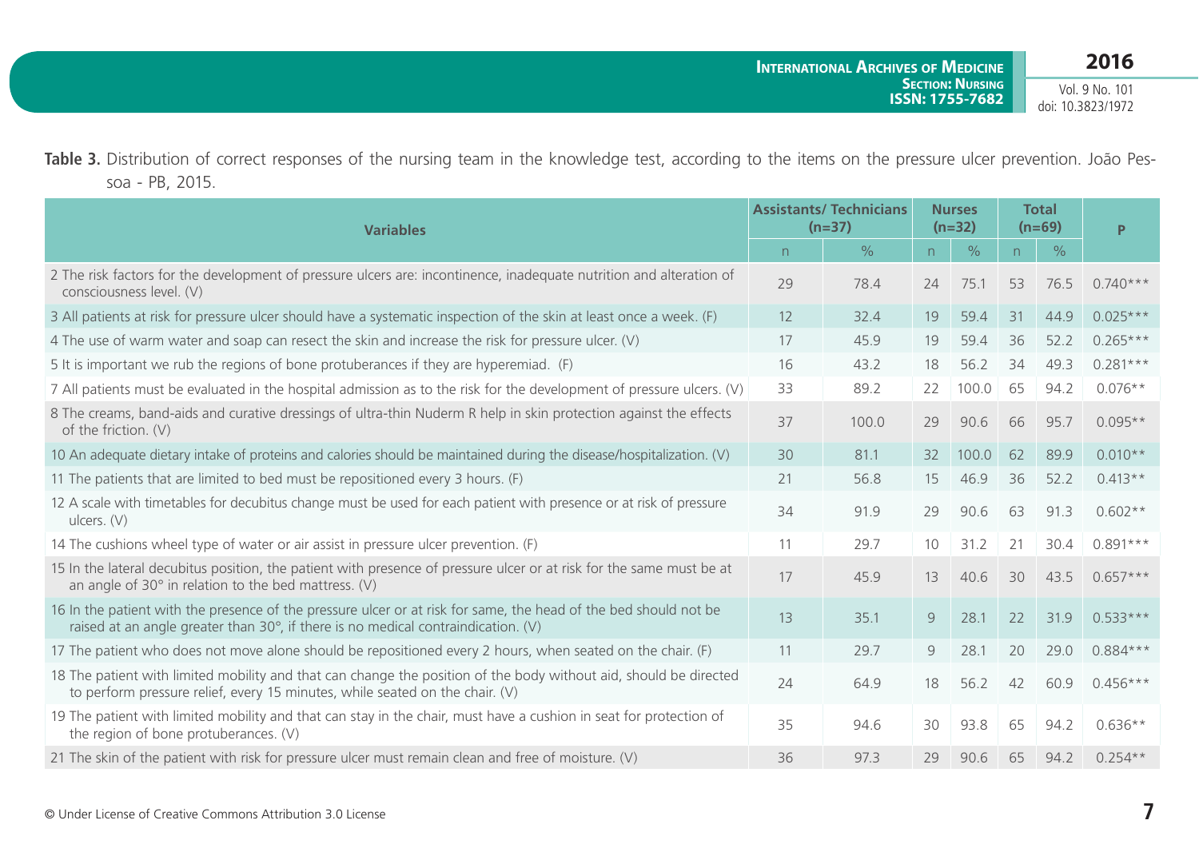**Table 3.** Distribution of correct responses of the nursing team in the knowledge test, according to the items on the pressure ulcer prevention. João Pessoa - PB, 2015.

| Variables | Assistants/ Technicians (n=37) | | Nurses (n=32) | | Total (n=69) | | P |
|---|---|---|---|---|---|---|---|
| | n | % | n | % | n | % | |
| 2 The risk factors for the development of pressure ulcers are: incontinence, inadequate nutrition and alteration of consciousness level. (V) | 29 | 78.4 | 24 | 75.1 | 53 | 76.5 | 0.740*** |
| 3 All patients at risk for pressure ulcer should have a systematic inspection of the skin at least once a week. (F) | 12 | 32.4 | 19 | 59.4 | 31 | 44.9 | 0.025*** |
| 4 The use of warm water and soap can resect the skin and increase the risk for pressure ulcer. (V) | 17 | 45.9 | 19 | 59.4 | 36 | 52.2 | 0.265*** |
| 5 It is important we rub the regions of bone protuberances if they are hyperemiad. (F) | 16 | 43.2 | 18 | 56.2 | 34 | 49.3 | 0.281*** |
| 7 All patients must be evaluated in the hospital admission as to the risk for the development of pressure ulcers. (V) | 33 | 89.2 | 22 | 100.0 | 65 | 94.2 | 0.076** |
| 8 The creams, band-aids and curative dressings of ultra-thin Nuderm R help in skin protection against the effects of the friction. (V) | 37 | 100.0 | 29 | 90.6 | 66 | 95.7 | 0.095** |
| 10 An adequate dietary intake of proteins and calories should be maintained during the disease/hospitalization. (V) | 30 | 81.1 | 32 | 100.0 | 62 | 89.9 | 0.010** |
| 11 The patients that are limited to bed must be repositioned every 3 hours. (F) | 21 | 56.8 | 15 | 46.9 | 36 | 52.2 | 0.413** |
| 12 A scale with timetables for decubitus change must be used for each patient with presence or at risk of pressure ulcers. (V) | 34 | 91.9 | 29 | 90.6 | 63 | 91.3 | 0.602** |
| 14 The cushions wheel type of water or air assist in pressure ulcer prevention. (F) | 11 | 29.7 | 10 | 31.2 | 21 | 30.4 | 0.891*** |
| 15 In the lateral decubitus position, the patient with presence of pressure ulcer or at risk for the same must be at an angle of 30° in relation to the bed mattress. (V) | 17 | 45.9 | 13 | 40.6 | 30 | 43.5 | 0.657*** |
| 16 In the patient with the presence of the pressure ulcer or at risk for same, the head of the bed should not be raised at an angle greater than 30°, if there is no medical contraindication. (V) | 13 | 35.1 | 9 | 28.1 | 22 | 31.9 | 0.533*** |
| 17 The patient who does not move alone should be repositioned every 2 hours, when seated on the chair. (F) | 11 | 29.7 | 9 | 28.1 | 20 | 29.0 | 0.884*** |
| 18 The patient with limited mobility and that can change the position of the body without aid, should be directed to perform pressure relief, every 15 minutes, while seated on the chair. (V) | 24 | 64.9 | 18 | 56.2 | 42 | 60.9 | 0.456*** |
| 19 The patient with limited mobility and that can stay in the chair, must have a cushion in seat for protection of the region of bone protuberances. (V) | 35 | 94.6 | 30 | 93.8 | 65 | 94.2 | 0.636** |
| 21 The skin of the patient with risk for pressure ulcer must remain clean and free of moisture. (V) | 36 | 97.3 | 29 | 90.6 | 65 | 94.2 | 0.254** |

© Under License of Creative Commons Attribution 3.0 License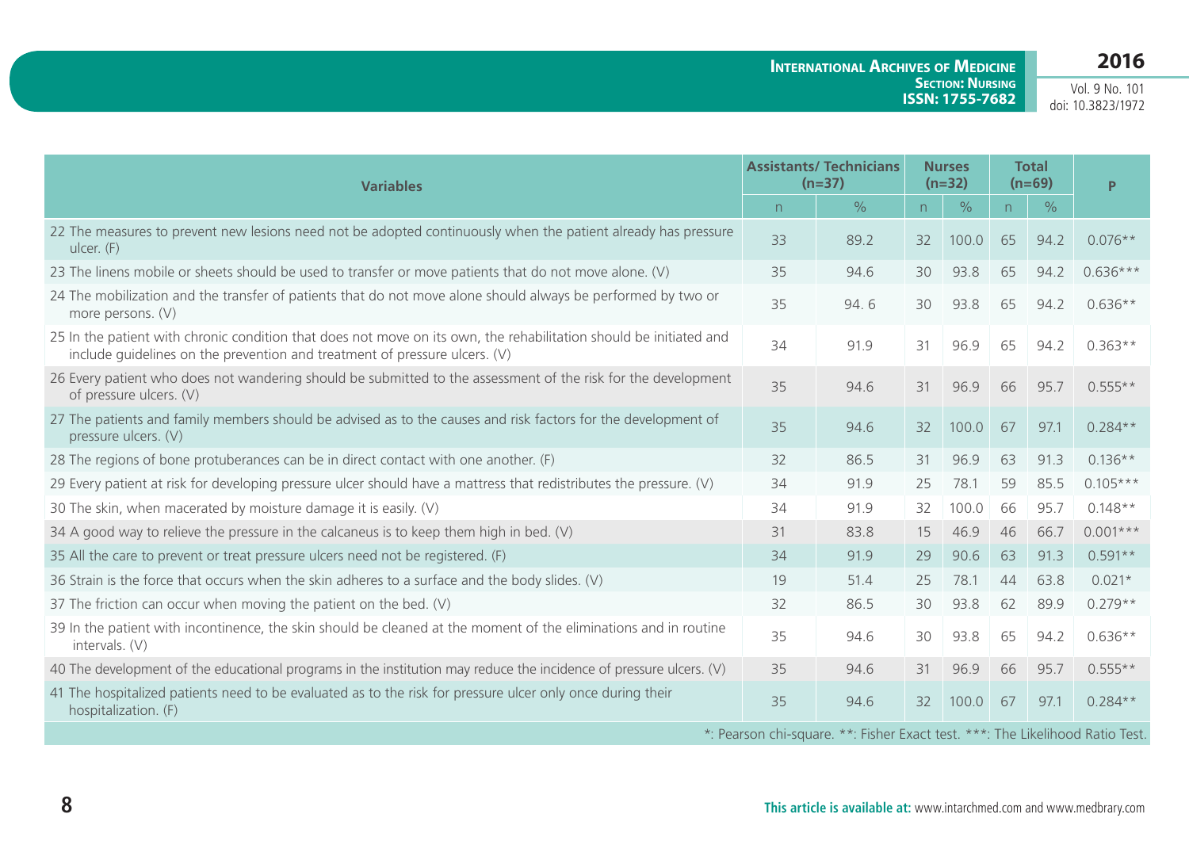| Variables | Assistants/ Technicians (n=37) | | Nurses (n=32) | | Total (n=69) | | P |
|---|---|---|---|---|---|---|---|
| | n | % | n | % | n | % | |
| 22 The measures to prevent new lesions need not be adopted continuously when the patient already has pressure ulcer. (F) | 33 | 89.2 | 32 | 100.0 | 65 | 94.2 | 0.076** |
| 23 The linens mobile or sheets should be used to transfer or move patients that do not move alone. (V) | 35 | 94.6 | 30 | 93.8 | 65 | 94.2 | 0.636*** |
| 24 The mobilization and the transfer of patients that do not move alone should always be performed by two or more persons. (V) | 35 | 94. 6 | 30 | 93.8 | 65 | 94.2 | 0.636** |
| 25 In the patient with chronic condition that does not move on its own, the rehabilitation should be initiated and include guidelines on the prevention and treatment of pressure ulcers. (V) | 34 | 91.9 | 31 | 96.9 | 65 | 94.2 | 0.363** |
| 26 Every patient who does not wandering should be submitted to the assessment of the risk for the development of pressure ulcers. (V) | 35 | 94.6 | 31 | 96.9 | 66 | 95.7 | 0.555** |
| 27 The patients and family members should be advised as to the causes and risk factors for the development of pressure ulcers. (V) | 35 | 94.6 | 32 | 100.0 | 67 | 97.1 | 0.284** |
| 28 The regions of bone protuberances can be in direct contact with one another. (F) | 32 | 86.5 | 31 | 96.9 | 63 | 91.3 | 0.136** |
| 29 Every patient at risk for developing pressure ulcer should have a mattress that redistributes the pressure. (V) | 34 | 91.9 | 25 | 78.1 | 59 | 85.5 | 0.105*** |
| 30 The skin, when macerated by moisture damage it is easily. (V) | 34 | 91.9 | 32 | 100.0 | 66 | 95.7 | 0.148** |
| 34 A good way to relieve the pressure in the calcaneus is to keep them high in bed. (V) | 31 | 83.8 | 15 | 46.9 | 46 | 66.7 | 0.001*** |
| 35 All the care to prevent or treat pressure ulcers need not be registered. (F) | 34 | 91.9 | 29 | 90.6 | 63 | 91.3 | 0.591** |
| 36 Strain is the force that occurs when the skin adheres to a surface and the body slides. (V) | 19 | 51.4 | 25 | 78.1 | 44 | 63.8 | 0.021* |
| 37 The friction can occur when moving the patient on the bed. (V) | 32 | 86.5 | 30 | 93.8 | 62 | 89.9 | 0.279** |
| 39 In the patient with incontinence, the skin should be cleaned at the moment of the eliminations and in routine intervals. (V) | 35 | 94.6 | 30 | 93.8 | 65 | 94.2 | 0.636** |
| 40 The development of the educational programs in the institution may reduce the incidence of pressure ulcers. (V) | 35 | 94.6 | 31 | 96.9 | 66 | 95.7 | 0.555** |
| 41 The hospitalized patients need to be evaluated as to the risk for pressure ulcer only once during their hospitalization. (F) | 35 | 94.6 | 32 | 100.0 | 67 | 97.1 | 0.284** |

*: Pearson chi-square. **: Fisher Exact test. ***: The Likelihood Ratio Test.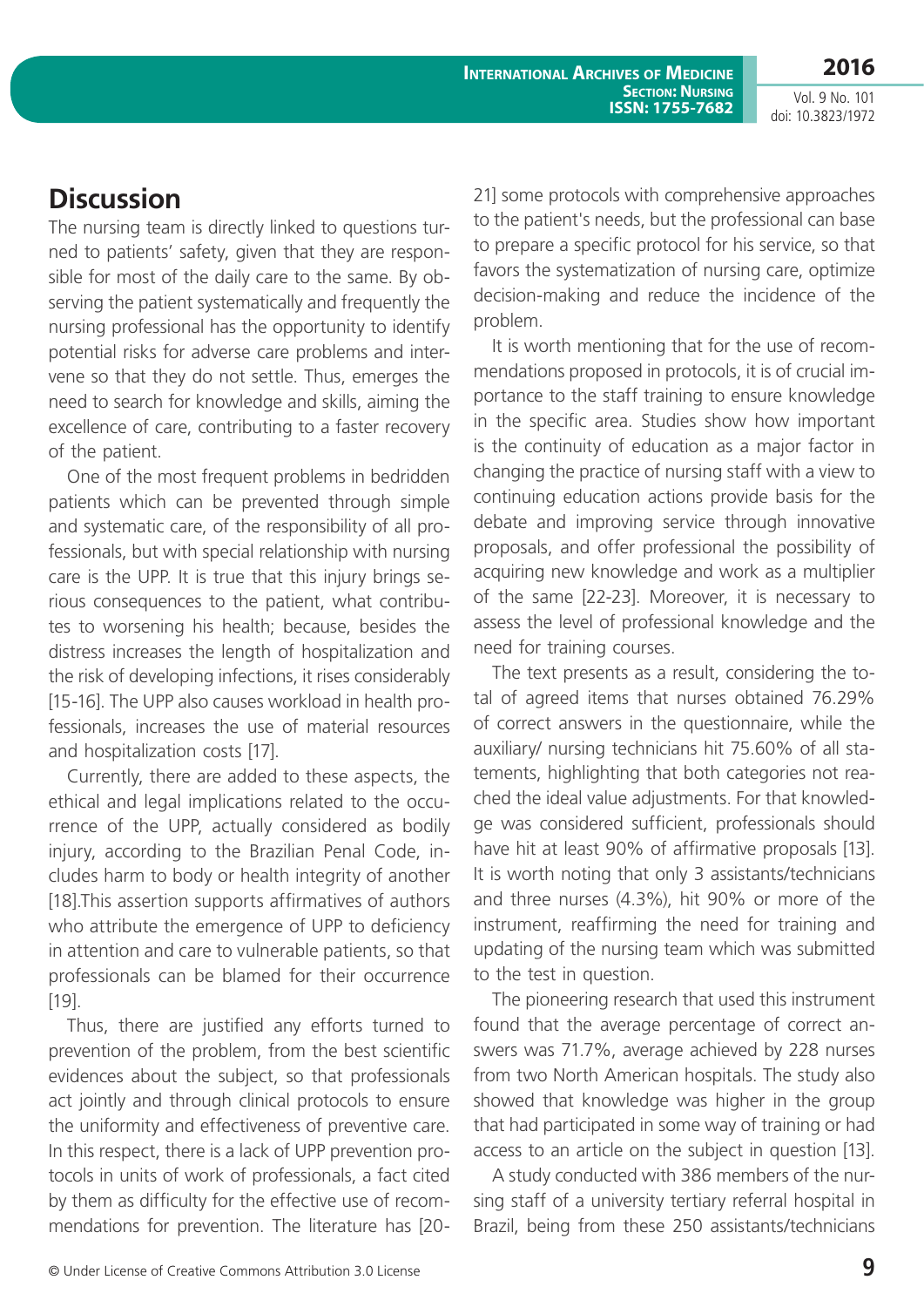## Discussion

The nursing team is directly linked to questions turned to patients' safety, given that they are responsible for most of the daily care to the same. By observing the patient systematically and frequently the nursing professional has the opportunity to identify potential risks for adverse care problems and intervene so that they do not settle. Thus, emerges the need to search for knowledge and skills, aiming the excellence of care, contributing to a faster recovery of the patient.

One of the most frequent problems in bedridden patients which can be prevented through simple and systematic care, of the responsibility of all professionals, but with special relationship with nursing care is the UPP. It is true that this injury brings serious consequences to the patient, what contributes to worsening his health; because, besides the distress increases the length of hospitalization and the risk of developing infections, it rises considerably [15-16]. The UPP also causes workload in health professionals, increases the use of material resources and hospitalization costs [17].

Currently, there are added to these aspects, the ethical and legal implications related to the occurrence of the UPP, actually considered as bodily injury, according to the Brazilian Penal Code, includes harm to body or health integrity of another [18].This assertion supports affirmatives of authors who attribute the emergence of UPP to deficiency in attention and care to vulnerable patients, so that professionals can be blamed for their occurrence [19].

Thus, there are justified any efforts turned to prevention of the problem, from the best scientific evidences about the subject, so that professionals act jointly and through clinical protocols to ensure the uniformity and effectiveness of preventive care. In this respect, there is a lack of UPP prevention protocols in units of work of professionals, a fact cited by them as difficulty for the effective use of recommendations for prevention. The literature has [20-21] some protocols with comprehensive approaches to the patient's needs, but the professional can base to prepare a specific protocol for his service, so that favors the systematization of nursing care, optimize decision-making and reduce the incidence of the problem.

It is worth mentioning that for the use of recommendations proposed in protocols, it is of crucial importance to the staff training to ensure knowledge in the specific area. Studies show how important is the continuity of education as a major factor in changing the practice of nursing staff with a view to continuing education actions provide basis for the debate and improving service through innovative proposals, and offer professional the possibility of acquiring new knowledge and work as a multiplier of the same [22-23]. Moreover, it is necessary to assess the level of professional knowledge and the need for training courses.

The text presents as a result, considering the total of agreed items that nurses obtained 76.29% of correct answers in the questionnaire, while the auxiliary/ nursing technicians hit 75.60% of all statements, highlighting that both categories not reached the ideal value adjustments. For that knowledge was considered sufficient, professionals should have hit at least 90% of affirmative proposals [13]. It is worth noting that only 3 assistants/technicians and three nurses (4.3%), hit 90% or more of the instrument, reaffirming the need for training and updating of the nursing team which was submitted to the test in question.

The pioneering research that used this instrument found that the average percentage of correct answers was 71.7%, average achieved by 228 nurses from two North American hospitals. The study also showed that knowledge was higher in the group that had participated in some way of training or had access to an article on the subject in question [13].

A study conducted with 386 members of the nursing staff of a university tertiary referral hospital in Brazil, being from these 250 assistants/technicians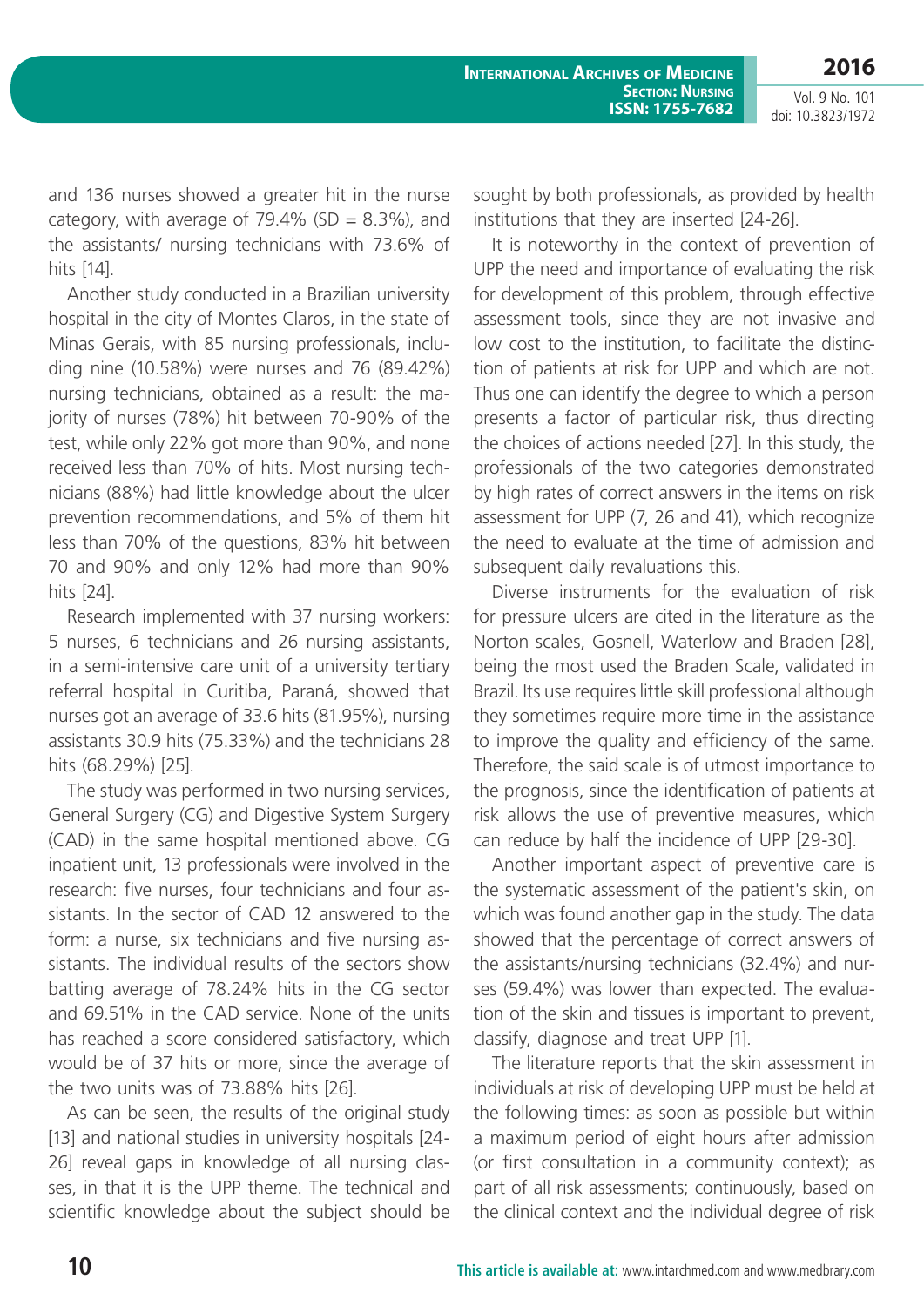and 136 nurses showed a greater hit in the nurse category, with average of 79.4% (SD = 8.3%), and the assistants/ nursing technicians with 73.6% of hits [14].

Another study conducted in a Brazilian university hospital in the city of Montes Claros, in the state of Minas Gerais, with 85 nursing professionals, including nine (10.58%) were nurses and 76 (89.42%) nursing technicians, obtained as a result: the majority of nurses (78%) hit between 70-90% of the test, while only 22% got more than 90%, and none received less than 70% of hits. Most nursing technicians (88%) had little knowledge about the ulcer prevention recommendations, and 5% of them hit less than 70% of the questions, 83% hit between 70 and 90% and only 12% had more than 90% hits [24].

Research implemented with 37 nursing workers: 5 nurses, 6 technicians and 26 nursing assistants, in a semi-intensive care unit of a university tertiary referral hospital in Curitiba, Paraná, showed that nurses got an average of 33.6 hits (81.95%), nursing assistants 30.9 hits (75.33%) and the technicians 28 hits (68.29%) [25].

The study was performed in two nursing services, General Surgery (CG) and Digestive System Surgery (CAD) in the same hospital mentioned above. CG inpatient unit, 13 professionals were involved in the research: five nurses, four technicians and four assistants. In the sector of CAD 12 answered to the form: a nurse, six technicians and five nursing assistants. The individual results of the sectors show batting average of 78.24% hits in the CG sector and 69.51% in the CAD service. None of the units has reached a score considered satisfactory, which would be of 37 hits or more, since the average of the two units was of 73.88% hits [26].

As can be seen, the results of the original study [13] and national studies in university hospitals [24-26] reveal gaps in knowledge of all nursing classes, in that it is the UPP theme. The technical and scientific knowledge about the subject should be sought by both professionals, as provided by health institutions that they are inserted [24-26].

It is noteworthy in the context of prevention of UPP the need and importance of evaluating the risk for development of this problem, through effective assessment tools, since they are not invasive and low cost to the institution, to facilitate the distinction of patients at risk for UPP and which are not. Thus one can identify the degree to which a person presents a factor of particular risk, thus directing the choices of actions needed [27]. In this study, the professionals of the two categories demonstrated by high rates of correct answers in the items on risk assessment for UPP (7, 26 and 41), which recognize the need to evaluate at the time of admission and subsequent daily revaluations this.

Diverse instruments for the evaluation of risk for pressure ulcers are cited in the literature as the Norton scales, Gosnell, Waterlow and Braden [28], being the most used the Braden Scale, validated in Brazil. Its use requires little skill professional although they sometimes require more time in the assistance to improve the quality and efficiency of the same. Therefore, the said scale is of utmost importance to the prognosis, since the identification of patients at risk allows the use of preventive measures, which can reduce by half the incidence of UPP [29-30].

Another important aspect of preventive care is the systematic assessment of the patient's skin, on which was found another gap in the study. The data showed that the percentage of correct answers of the assistants/nursing technicians (32.4%) and nurses (59.4%) was lower than expected. The evaluation of the skin and tissues is important to prevent, classify, diagnose and treat UPP [1].

The literature reports that the skin assessment in individuals at risk of developing UPP must be held at the following times: as soon as possible but within a maximum period of eight hours after admission (or first consultation in a community context); as part of all risk assessments; continuously, based on the clinical context and the individual degree of risk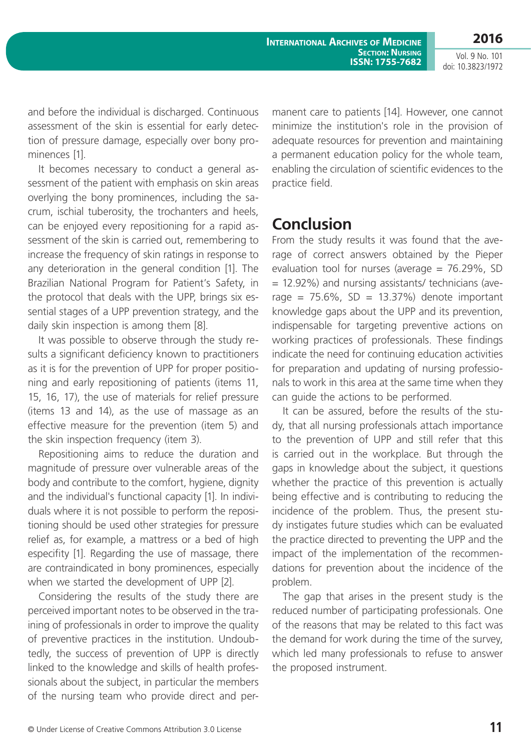and before the individual is discharged. Continuous assessment of the skin is essential for early detection of pressure damage, especially over bony prominences [1].

It becomes necessary to conduct a general assessment of the patient with emphasis on skin areas overlying the bony prominences, including the sacrum, ischial tuberosity, the trochanters and heels, can be enjoyed every repositioning for a rapid assessment of the skin is carried out, remembering to increase the frequency of skin ratings in response to any deterioration in the general condition [1]. The Brazilian National Program for Patient's Safety, in the protocol that deals with the UPP, brings six essential stages of a UPP prevention strategy, and the daily skin inspection is among them [8].

It was possible to observe through the study results a significant deficiency known to practitioners as it is for the prevention of UPP for proper positioning and early repositioning of patients (items 11, 15, 16, 17), the use of materials for relief pressure (items 13 and 14), as the use of massage as an effective measure for the prevention (item 5) and the skin inspection frequency (item 3).

Repositioning aims to reduce the duration and magnitude of pressure over vulnerable areas of the body and contribute to the comfort, hygiene, dignity and the individual's functional capacity [1]. In individuals where it is not possible to perform the repositioning should be used other strategies for pressure relief as, for example, a mattress or a bed of high especifity [1]. Regarding the use of massage, there are contraindicated in bony prominences, especially when we started the development of UPP [2].

Considering the results of the study there are perceived important notes to be observed in the training of professionals in order to improve the quality of preventive practices in the institution. Undoubtedly, the success of prevention of UPP is directly linked to the knowledge and skills of health professionals about the subject, in particular the members of the nursing team who provide direct and permanent care to patients [14]. However, one cannot minimize the institution's role in the provision of adequate resources for prevention and maintaining a permanent education policy for the whole team, enabling the circulation of scientific evidences to the practice field.

## Conclusion

From the study results it was found that the average of correct answers obtained by the Pieper evaluation tool for nurses (average = 76.29%, SD = 12.92%) and nursing assistants/ technicians (average = 75.6%, SD = 13.37%) denote important knowledge gaps about the UPP and its prevention, indispensable for targeting preventive actions on working practices of professionals. These findings indicate the need for continuing education activities for preparation and updating of nursing professionals to work in this area at the same time when they can guide the actions to be performed.

It can be assured, before the results of the study, that all nursing professionals attach importance to the prevention of UPP and still refer that this is carried out in the workplace. But through the gaps in knowledge about the subject, it questions whether the practice of this prevention is actually being effective and is contributing to reducing the incidence of the problem. Thus, the present study instigates future studies which can be evaluated the practice directed to preventing the UPP and the impact of the implementation of the recommendations for prevention about the incidence of the problem.

The gap that arises in the present study is the reduced number of participating professionals. One of the reasons that may be related to this fact was the demand for work during the time of the survey, which led many professionals to refuse to answer the proposed instrument.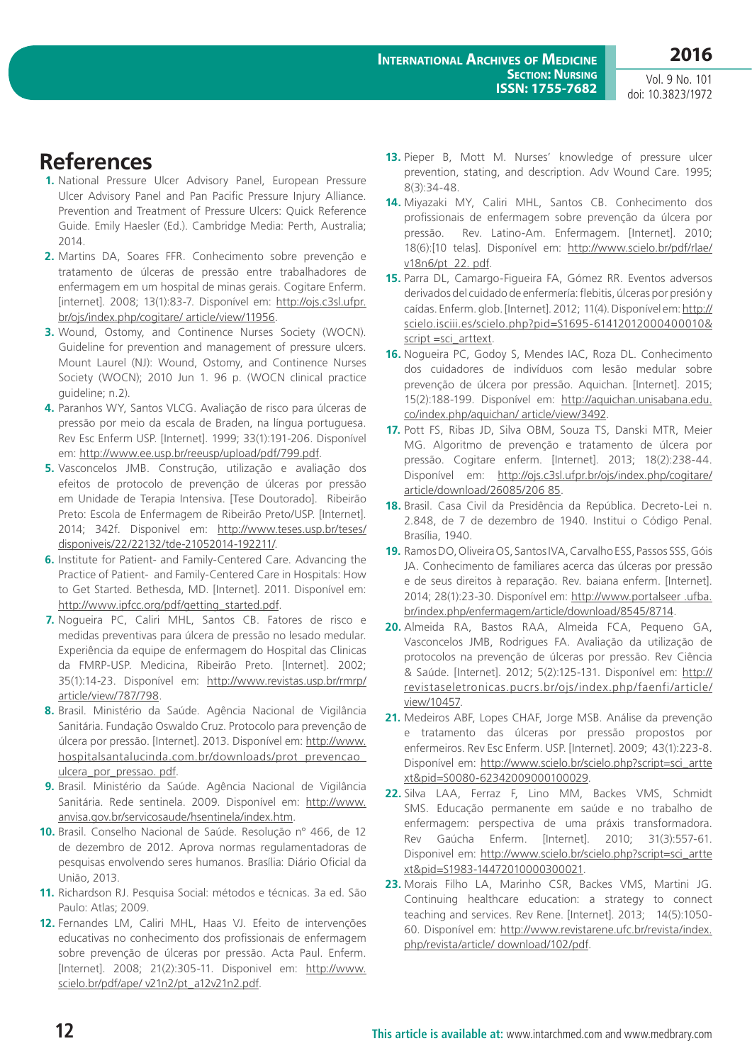# References

1. National Pressure Ulcer Advisory Panel, European Pressure Ulcer Advisory Panel and Pan Pacific Pressure Injury Alliance. Prevention and Treatment of Pressure Ulcers: Quick Reference Guide. Emily Haesler (Ed.). Cambridge Media: Perth, Australia; 2014.
2. Martins DA, Soares FFR. Conhecimento sobre prevenção e tratamento de úlceras de pressão entre trabalhadores de enfermagem em um hospital de minas gerais. Cogitare Enferm. [internet]. 2008; 13(1):83-7. Disponível em: http://ojs.c3sl.ufpr.br/ojs/index.php/cogitare/ article/view/11956.
3. Wound, Ostomy, and Continence Nurses Society (WOCN). Guideline for prevention and management of pressure ulcers. Mount Laurel (NJ): Wound, Ostomy, and Continence Nurses Society (WOCN); 2010 Jun 1. 96 p. (WOCN clinical practice guideline; n.2).
4. Paranhos WY, Santos VLCG. Avaliação de risco para úlceras de pressão por meio da escala de Braden, na língua portuguesa. Rev Esc Enferm USP. [Internet]. 1999; 33(1):191-206. Disponível em: http://www.ee.usp.br/reeusp/upload/pdf/799.pdf.
5. Vasconcelos JMB. Construção, utilização e avaliação dos efeitos de protocolo de prevenção de úlceras por pressão em Unidade de Terapia Intensiva. [Tese Doutorado]. Ribeirão Preto: Escola de Enfermagem de Ribeirão Preto/USP. [Internet]. 2014; 342f. Disponivel em: http://www.teses.usp.br/teses/disponiveis/22/22132/tde-21052014-192211/.
6. Institute for Patient- and Family-Centered Care. Advancing the Practice of Patient- and Family-Centered Care in Hospitals: How to Get Started. Bethesda, MD. [Internet]. 2011. Disponível em: http://www.ipfcc.org/pdf/getting_started.pdf.
7. Nogueira PC, Caliri MHL, Santos CB. Fatores de risco e medidas preventivas para úlcera de pressão no lesado medular. Experiência da equipe de enfermagem do Hospital das Clinicas da FMRP-USP. Medicina, Ribeirão Preto. [Internet]. 2002; 35(1):14-23. Disponível em: http://www.revistas.usp.br/rmrp/article/view/787/798.
8. Brasil. Ministério da Saúde. Agência Nacional de Vigilância Sanitária. Fundação Oswaldo Cruz. Protocolo para prevenção de úlcera por pressão. [Internet]. 2013. Disponível em: http://www.hospitalsantalucinda.com.br/downloads/prot_prevencao_ulcera_por_pressao. pdf.
9. Brasil. Ministério da Saúde. Agência Nacional de Vigilância Sanitária. Rede sentinela. 2009. Disponível em: http://www.anvisa.gov.br/servicosaude/hsentinela/index.htm.
10. Brasil. Conselho Nacional de Saúde. Resolução nº 466, de 12 de dezembro de 2012. Aprova normas regulamentadoras de pesquisas envolvendo seres humanos. Brasília: Diário Oficial da União, 2013.
11. Richardson RJ. Pesquisa Social: métodos e técnicas. 3a ed. São Paulo: Atlas; 2009.
12. Fernandes LM, Caliri MHL, Haas VJ. Efeito de intervenções educativas no conhecimento dos profissionais de enfermagem sobre prevenção de úlceras por pressão. Acta Paul. Enferm. [Internet]. 2008; 21(2):305-11. Disponivel em: http://www.scielo.br/pdf/ape/ v21n2/pt_a12v21n2.pdf.
13. Pieper B, Mott M. Nurses' knowledge of pressure ulcer prevention, stating, and description. Adv Wound Care. 1995; 8(3):34-48.
14. Miyazaki MY, Caliri MHL, Santos CB. Conhecimento dos profissionais de enfermagem sobre prevenção da úlcera por pressão. Rev. Latino-Am. Enfermagem. [Internet]. 2010; 18(6):[10 telas]. Disponível em: http://www.scielo.br/pdf/rlae/v18n6/pt_22. pdf.
15. Parra DL, Camargo-Figueira FA, Gómez RR. Eventos adversos derivados del cuidado de enfermería: flebitis, úlceras por presión y caídas. Enferm. glob. [Internet]. 2012; 11(4). Disponível em: http://scielo.isciii.es/scielo.php?pid=S1695-61412012000400010&script =sci_arttext.
16. Nogueira PC, Godoy S, Mendes IAC, Roza DL. Conhecimento dos cuidadores de indivíduos com lesão medular sobre prevenção de úlcera por pressão. Aquichan. [Internet]. 2015; 15(2):188-199. Disponível em: http://aquichan.unisabana.edu.co/index.php/aquichan/ article/view/3492.
17. Pott FS, Ribas JD, Silva OBM, Souza TS, Danski MTR, Meier MG. Algoritmo de prevenção e tratamento de úlcera por pressão. Cogitare enferm. [Internet]. 2013; 18(2):238-44. Disponível em: http://ojs.c3sl.ufpr.br/ojs/index.php/cogitare/article/download/26085/206 85.
18. Brasil. Casa Civil da Presidência da República. Decreto-Lei n. 2.848, de 7 de dezembro de 1940. Institui o Código Penal. Brasília, 1940.
19. Ramos DO, Oliveira OS, Santos IVA, Carvalho ESS, Passos SSS, Góis JA. Conhecimento de familiares acerca das úlceras por pressão e de seus direitos à reparação. Rev. baiana enferm. [Internet]. 2014; 28(1):23-30. Disponível em: http://www.portalseer .ufba.br/index.php/enfermagem/article/download/8545/8714.
20. Almeida RA, Bastos RAA, Almeida FCA, Pequeno GA, Vasconcelos JMB, Rodrigues FA. Avaliação da utilização de protocolos na prevenção de úlceras por pressão. Rev Ciência & Saúde. [Internet]. 2012; 5(2):125-131. Disponível em: http://revistaseletronicas.pucrs.br/ojs/index.php/faenfi/article/view/10457.
21. Medeiros ABF, Lopes CHAF, Jorge MSB. Análise da prevenção e tratamento das úlceras por pressão propostos por enfermeiros. Rev Esc Enferm. USP. [Internet]. 2009; 43(1):223-8. Disponível em: http://www.scielo.br/scielo.php?script=sci_arttext&pid=S0080-62342009000100029.
22. Silva LAA, Ferraz F, Lino MM, Backes VMS, Schmidt SMS. Educação permanente em saúde e no trabalho de enfermagem: perspectiva de uma práxis transformadora. Rev Gaúcha Enferm. [Internet]. 2010; 31(3):557-61. Disponível em: http://www.scielo.br/scielo.php?script=sci_arttext&pid=S1983-14472010000300021.
23. Morais Filho LA, Marinho CSR, Backes VMS, Martini JG. Continuing healthcare education: a strategy to connect teaching and services. Rev Rene. [Internet]. 2013; 14(5):1050-60. Disponível em: http://www.revistarene.ufc.br/revista/index.php/revista/article/ download/102/pdf.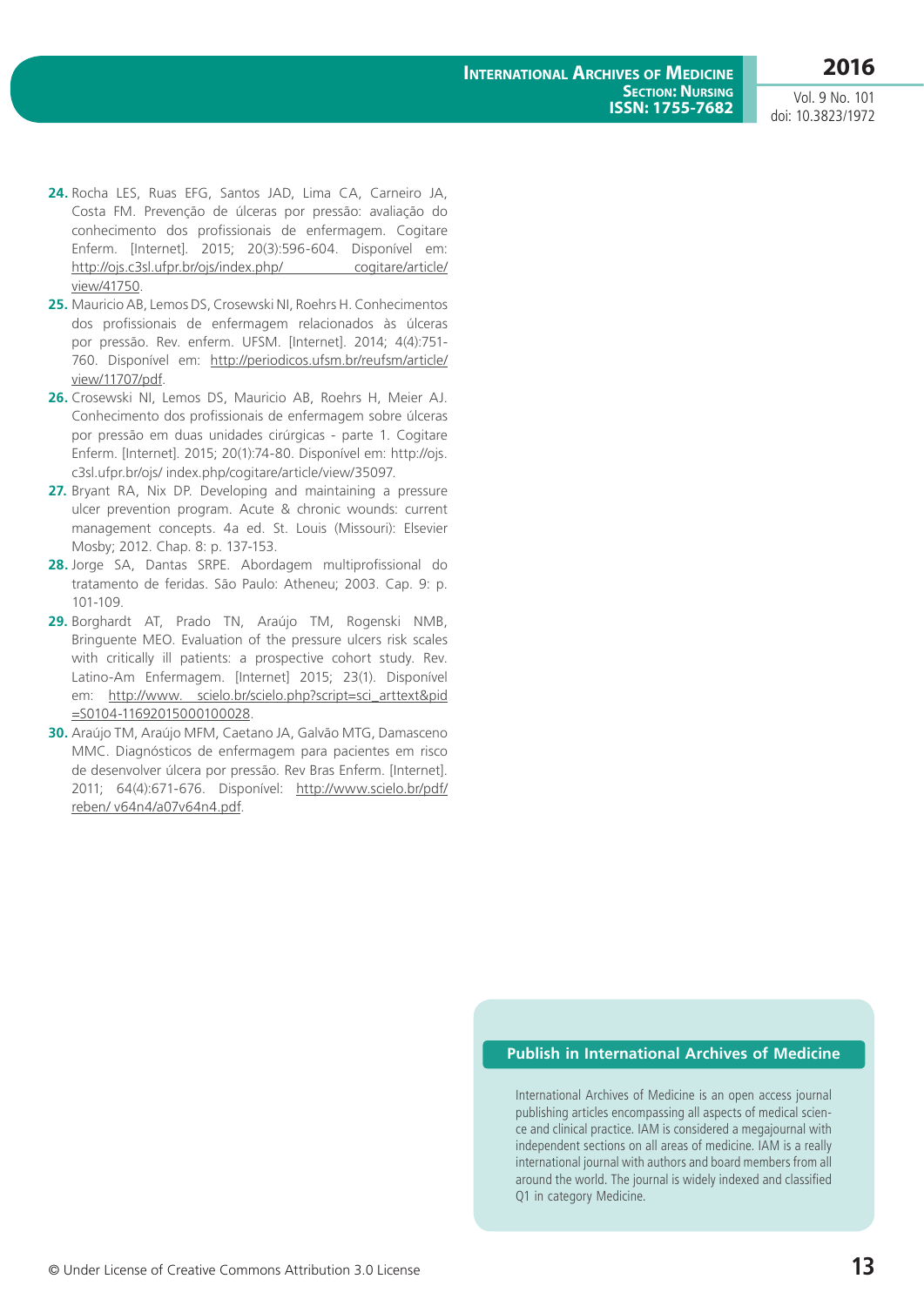24. Rocha LES, Ruas EFG, Santos JAD, Lima CA, Carneiro JA, Costa FM. Prevenção de úlceras por pressão: avaliação do conhecimento dos profissionais de enfermagem. Cogitare Enferm. [Internet]. 2015; 20(3):596-604. Disponível em: http://ojs.c3sl.ufpr.br/ojs/index.php/ cogitare/article/view/41750.
25. Mauricio AB, Lemos DS, Crosewski NI, Roehrs H. Conhecimentos dos profissionais de enfermagem relacionados às úlceras por pressão. Rev. enferm. UFSM. [Internet]. 2014; 4(4):751-760. Disponível em: http://periodicos.ufsm.br/reufsm/article/view/11707/pdf.
26. Crosewski NI, Lemos DS, Mauricio AB, Roehrs H, Meier AJ. Conhecimento dos profissionais de enfermagem sobre úlceras por pressão em duas unidades cirúrgicas - parte 1. Cogitare Enferm. [Internet]. 2015; 20(1):74-80. Disponível em: http://ojs.c3sl.ufpr.br/ojs/ index.php/cogitare/article/view/35097.
27. Bryant RA, Nix DP. Developing and maintaining a pressure ulcer prevention program. Acute & chronic wounds: current management concepts. 4a ed. St. Louis (Missouri): Elsevier Mosby; 2012. Chap. 8: p. 137-153.
28. Jorge SA, Dantas SRPE. Abordagem multiprofissional do tratamento de feridas. São Paulo: Atheneu; 2003. Cap. 9: p. 101-109.
29. Borghardt AT, Prado TN, Araújo TM, Rogenski NMB, Bringuente MEO. Evaluation of the pressure ulcers risk scales with critically ill patients: a prospective cohort study. Rev. Latino-Am Enfermagem. [Internet] 2015; 23(1). Disponível em: http://www. scielo.br/scielo.php?script=sci_arttext&pid=S0104-11692015000100028.
30. Araújo TM, Araújo MFM, Caetano JA, Galvão MTG, Damasceno MMC. Diagnósticos de enfermagem para pacientes em risco de desenvolver úlcera por pressão. Rev Bras Enferm. [Internet]. 2011; 64(4):671-676. Disponível: http://www.scielo.br/pdf/reben/ v64n4/a07v64n4.pdf.

**Publish in International Archives of Medicine**

International Archives of Medicine is an open access journal publishing articles encompassing all aspects of medical science and clinical practice. IAM is considered a megajournal with independent sections on all areas of medicine. IAM is a really international journal with authors and board members from all around the world. The journal is widely indexed and classified Q1 in category Medicine.

© Under License of Creative Commons Attribution 3.0 License